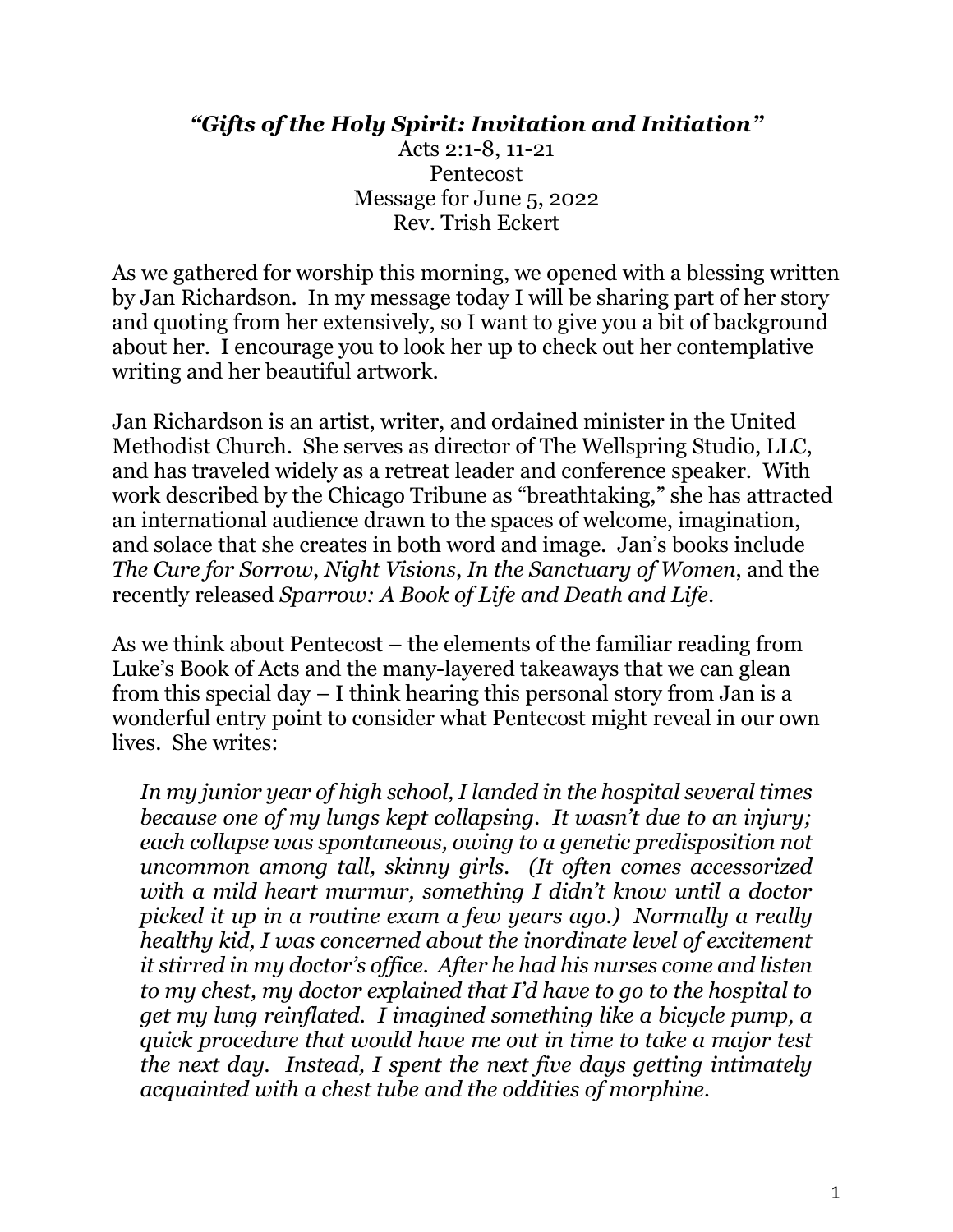### *"Gifts of the Holy Spirit: Invitation and Initiation"*

Acts 2:1-8, 11-21
Pentecost
Message for June 5, 2022
Rev. Trish Eckert

As we gathered for worship this morning, we opened with a blessing written by Jan Richardson. In my message today I will be sharing part of her story and quoting from her extensively, so I want to give you a bit of background about her. I encourage you to look her up to check out her contemplative writing and her beautiful artwork.

Jan Richardson is an artist, writer, and ordained minister in the United Methodist Church. She serves as director of The Wellspring Studio, LLC, and has traveled widely as a retreat leader and conference speaker. With work described by the Chicago Tribune as "breathtaking," she has attracted an international audience drawn to the spaces of welcome, imagination, and solace that she creates in both word and image. Jan's books include *The Cure for Sorrow*, *Night Visions*, *In the Sanctuary of Women*, and the recently released *Sparrow: A Book of Life and Death and Life*.

As we think about Pentecost – the elements of the familiar reading from Luke's Book of Acts and the many-layered takeaways that we can glean from this special day – I think hearing this personal story from Jan is a wonderful entry point to consider what Pentecost might reveal in our own lives. She writes:

> *In my junior year of high school, I landed in the hospital several times because one of my lungs kept collapsing. It wasn't due to an injury; each collapse was spontaneous, owing to a genetic predisposition not uncommon among tall, skinny girls. (It often comes accessorized with a mild heart murmur, something I didn't know until a doctor picked it up in a routine exam a few years ago.) Normally a really healthy kid, I was concerned about the inordinate level of excitement it stirred in my doctor's office. After he had his nurses come and listen to my chest, my doctor explained that I'd have to go to the hospital to get my lung reinflated. I imagined something like a bicycle pump, a quick procedure that would have me out in time to take a major test the next day. Instead, I spent the next five days getting intimately acquainted with a chest tube and the oddities of morphine.*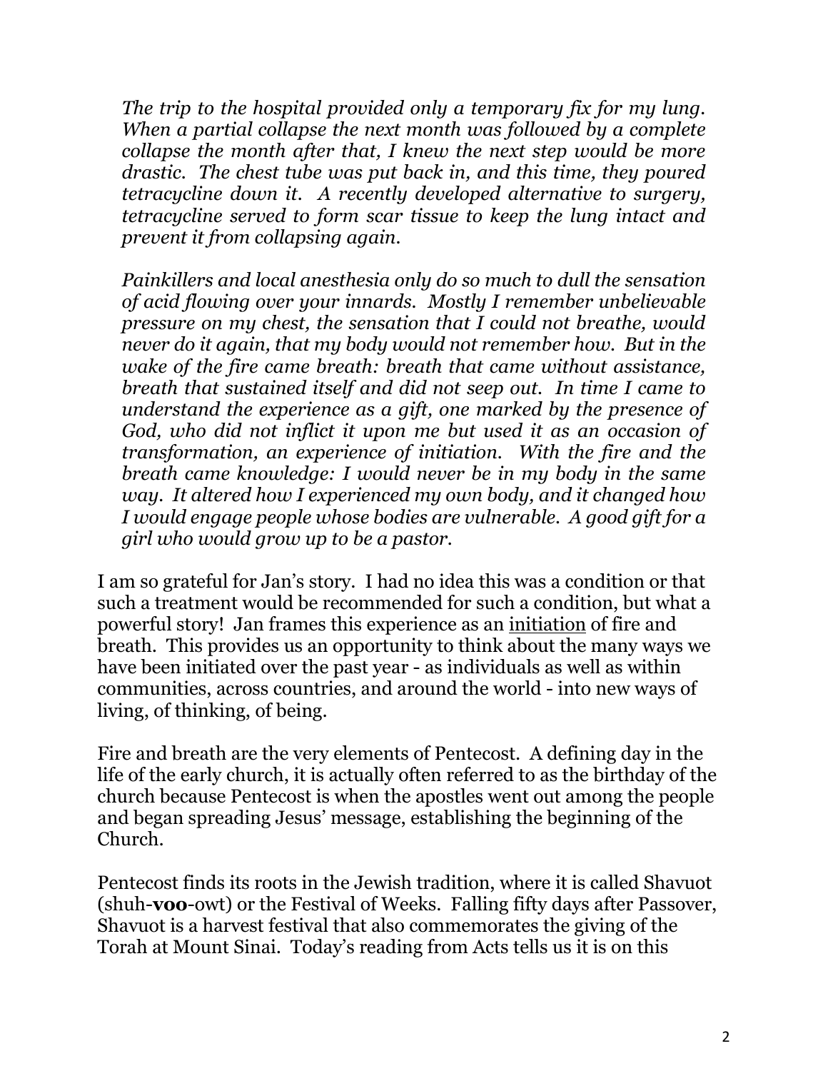*The trip to the hospital provided only a temporary fix for my lung. When a partial collapse the next month was followed by a complete collapse the month after that, I knew the next step would be more drastic. The chest tube was put back in, and this time, they poured tetracycline down it. A recently developed alternative to surgery, tetracycline served to form scar tissue to keep the lung intact and prevent it from collapsing again.*

*Painkillers and local anesthesia only do so much to dull the sensation of acid flowing over your innards. Mostly I remember unbelievable pressure on my chest, the sensation that I could not breathe, would never do it again, that my body would not remember how. But in the wake of the fire came breath: breath that came without assistance, breath that sustained itself and did not seep out. In time I came to understand the experience as a gift, one marked by the presence of God, who did not inflict it upon me but used it as an occasion of transformation, an experience of initiation. With the fire and the breath came knowledge: I would never be in my body in the same way. It altered how I experienced my own body, and it changed how I would engage people whose bodies are vulnerable. A good gift for a girl who would grow up to be a pastor.*

I am so grateful for Jan's story. I had no idea this was a condition or that such a treatment would be recommended for such a condition, but what a powerful story! Jan frames this experience as an <u>initiation</u> of fire and breath. This provides us an opportunity to think about the many ways we have been initiated over the past year - as individuals as well as within communities, across countries, and around the world - into new ways of living, of thinking, of being.

Fire and breath are the very elements of Pentecost. A defining day in the life of the early church, it is actually often referred to as the birthday of the church because Pentecost is when the apostles went out among the people and began spreading Jesus' message, establishing the beginning of the Church.

Pentecost finds its roots in the Jewish tradition, where it is called Shavuot (shuh-**voo**-owt) or the Festival of Weeks. Falling fifty days after Passover, Shavuot is a harvest festival that also commemorates the giving of the Torah at Mount Sinai. Today's reading from Acts tells us it is on this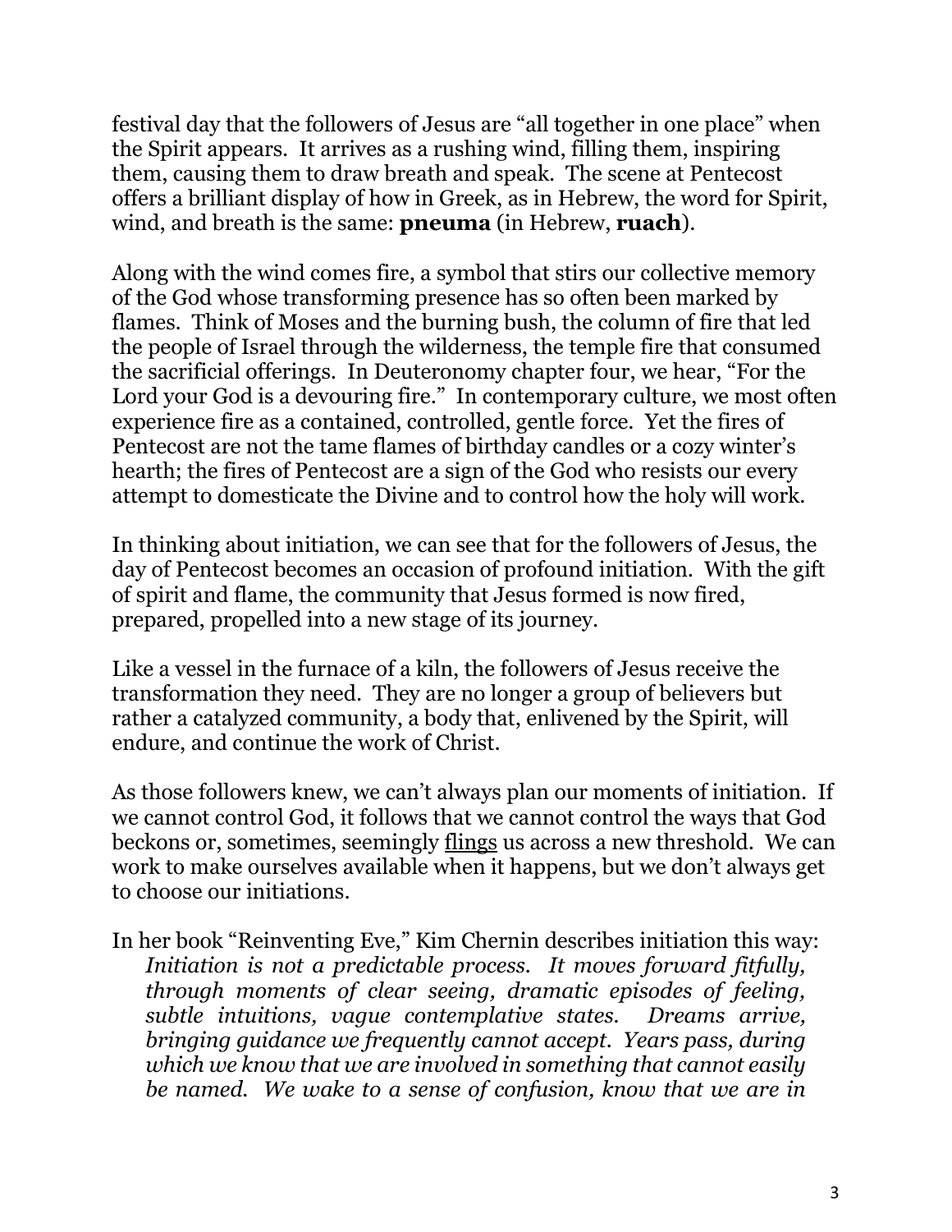festival day that the followers of Jesus are "all together in one place" when the Spirit appears. It arrives as a rushing wind, filling them, inspiring them, causing them to draw breath and speak. The scene at Pentecost offers a brilliant display of how in Greek, as in Hebrew, the word for Spirit, wind, and breath is the same: **pneuma** (in Hebrew, **ruach**).

Along with the wind comes fire, a symbol that stirs our collective memory of the God whose transforming presence has so often been marked by flames. Think of Moses and the burning bush, the column of fire that led the people of Israel through the wilderness, the temple fire that consumed the sacrificial offerings. In Deuteronomy chapter four, we hear, "For the Lord your God is a devouring fire." In contemporary culture, we most often experience fire as a contained, controlled, gentle force. Yet the fires of Pentecost are not the tame flames of birthday candles or a cozy winter's hearth; the fires of Pentecost are a sign of the God who resists our every attempt to domesticate the Divine and to control how the holy will work.

In thinking about initiation, we can see that for the followers of Jesus, the day of Pentecost becomes an occasion of profound initiation. With the gift of spirit and flame, the community that Jesus formed is now fired, prepared, propelled into a new stage of its journey.

Like a vessel in the furnace of a kiln, the followers of Jesus receive the transformation they need. They are no longer a group of believers but rather a catalyzed community, a body that, enlivened by the Spirit, will endure, and continue the work of Christ.

As those followers knew, we can't always plan our moments of initiation. If we cannot control God, it follows that we cannot control the ways that God beckons or, sometimes, seemingly <u>flings</u> us across a new threshold. We can work to make ourselves available when it happens, but we don't always get to choose our initiations.

In her book "Reinventing Eve," Kim Chernin describes initiation this way:

> *Initiation is not a predictable process. It moves forward fitfully, through moments of clear seeing, dramatic episodes of feeling, subtle intuitions, vague contemplative states. Dreams arrive, bringing guidance we frequently cannot accept. Years pass, during which we know that we are involved in something that cannot easily be named. We wake to a sense of confusion, know that we are in*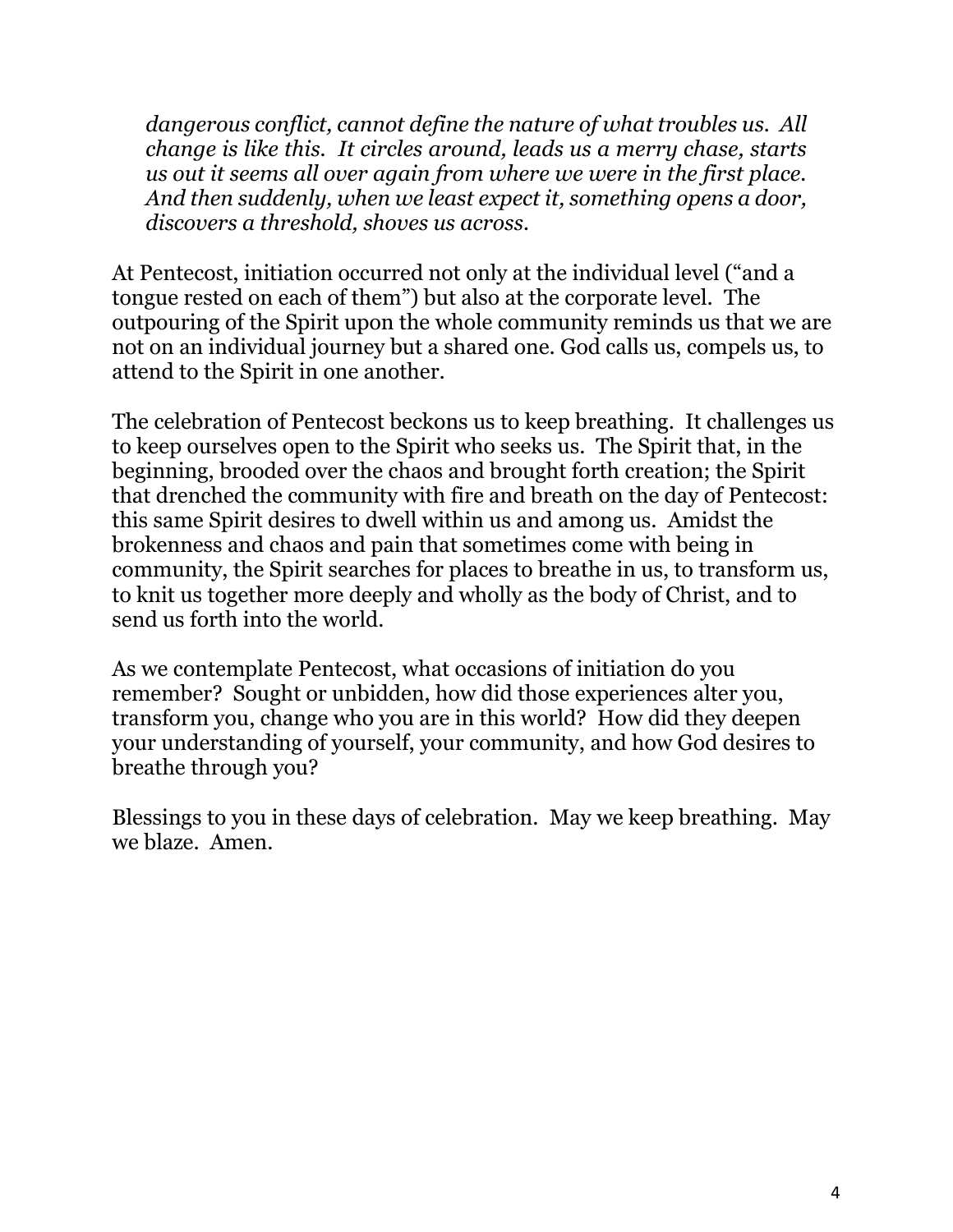*dangerous conflict, cannot define the nature of what troubles us. All change is like this. It circles around, leads us a merry chase, starts us out it seems all over again from where we were in the first place. And then suddenly, when we least expect it, something opens a door, discovers a threshold, shoves us across.*

At Pentecost, initiation occurred not only at the individual level ("and a tongue rested on each of them") but also at the corporate level. The outpouring of the Spirit upon the whole community reminds us that we are not on an individual journey but a shared one. God calls us, compels us, to attend to the Spirit in one another.

The celebration of Pentecost beckons us to keep breathing. It challenges us to keep ourselves open to the Spirit who seeks us. The Spirit that, in the beginning, brooded over the chaos and brought forth creation; the Spirit that drenched the community with fire and breath on the day of Pentecost: this same Spirit desires to dwell within us and among us. Amidst the brokenness and chaos and pain that sometimes come with being in community, the Spirit searches for places to breathe in us, to transform us, to knit us together more deeply and wholly as the body of Christ, and to send us forth into the world.

As we contemplate Pentecost, what occasions of initiation do you remember? Sought or unbidden, how did those experiences alter you, transform you, change who you are in this world? How did they deepen your understanding of yourself, your community, and how God desires to breathe through you?

Blessings to you in these days of celebration. May we keep breathing. May we blaze. Amen.